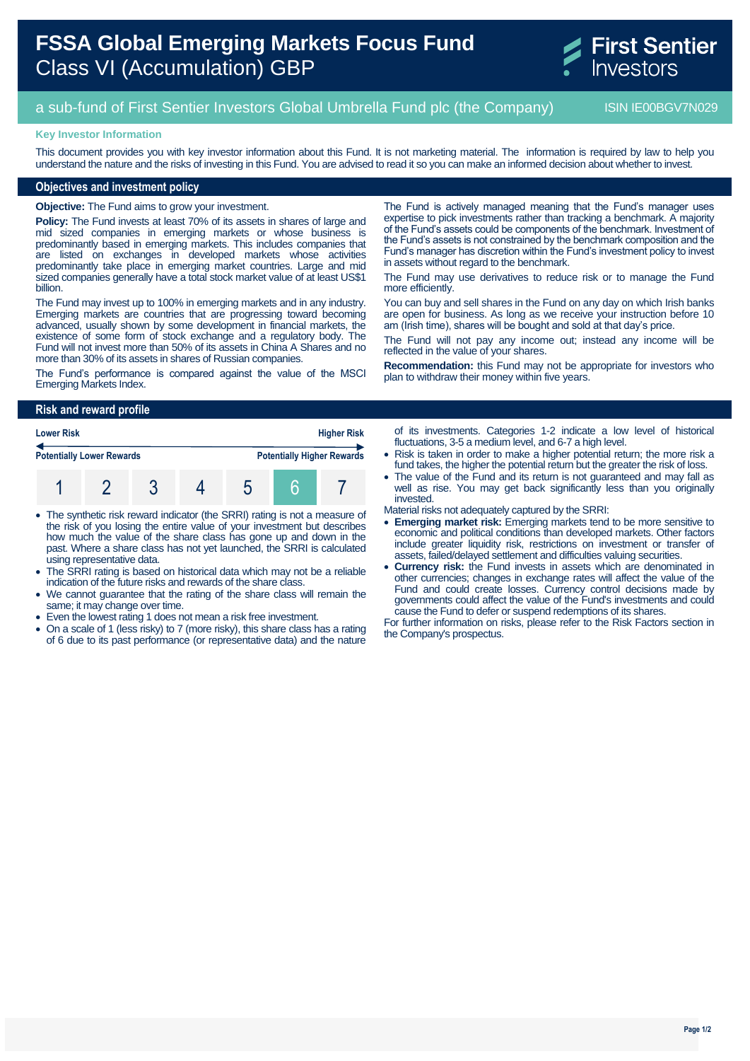# FSSA Global Emerging Markets Focus Fund
Class VI (Accumulation) GBP

First Sentier Investors

a sub-fund of First Sentier Investors Global Umbrella Fund plc (the Company) ISIN IE00BGV7N029

### Key Investor Information

This document provides you with key investor information about this Fund. It is not marketing material. The information is required by law to help you understand the nature and the risks of investing in this Fund. You are advised to read it so you can make an informed decision about whether to invest.

## Objectives and investment policy

**Objective:** The Fund aims to grow your investment.

**Policy:** The Fund invests at least 70% of its assets in shares of large and mid sized companies in emerging markets or whose business is predominantly based in emerging markets. This includes companies that are listed on exchanges in developed markets whose activities predominantly take place in emerging market countries. Large and mid sized companies generally have a total stock market value of at least US$1 billion.

The Fund may invest up to 100% in emerging markets and in any industry. Emerging markets are countries that are progressing toward becoming advanced, usually shown by some development in financial markets, the existence of some form of stock exchange and a regulatory body. The Fund will not invest more than 50% of its assets in China A Shares and no more than 30% of its assets in shares of Russian companies.

The Fund's performance is compared against the value of the MSCI Emerging Markets Index.

The Fund is actively managed meaning that the Fund's manager uses expertise to pick investments rather than tracking a benchmark. A majority of the Fund's assets could be components of the benchmark. Investment of the Fund's assets is not constrained by the benchmark composition and the Fund's manager has discretion within the Fund's investment policy to invest in assets without regard to the benchmark.

The Fund may use derivatives to reduce risk or to manage the Fund more efficiently.

You can buy and sell shares in the Fund on any day on which Irish banks are open for business. As long as we receive your instruction before 10 am (Irish time), shares will be bought and sold at that day's price.

The Fund will not pay any income out; instead any income will be reflected in the value of your shares.

**Recommendation:** this Fund may not be appropriate for investors who plan to withdraw their money within five years.

## Risk and reward profile

**Lower Risk** — **Higher Risk**

**Potentially Lower Rewards** — **Potentially Higher Rewards**

| 1 | 2 | 3 | 4 | 5 | **6** | 7 |
|---|---|---|---|---|---|---|

- The synthetic risk reward indicator (the SRRI) rating is not a measure of the risk of you losing the entire value of your investment but describes how much the value of the share class has gone up and down in the past. Where a share class has not yet launched, the SRRI is calculated using representative data.
- The SRRI rating is based on historical data which may not be a reliable indication of the future risks and rewards of the share class.
- We cannot guarantee that the rating of the share class will remain the same; it may change over time.
- Even the lowest rating 1 does not mean a risk free investment.
- On a scale of 1 (less risky) to 7 (more risky), this share class has a rating of 6 due to its past performance (or representative data) and the nature of its investments. Categories 1-2 indicate a low level of historical fluctuations, 3-5 a medium level, and 6-7 a high level.
- Risk is taken in order to make a higher potential return; the more risk a fund takes, the higher the potential return but the greater the risk of loss.
- The value of the Fund and its return is not guaranteed and may fall as well as rise. You may get back significantly less than you originally invested.

Material risks not adequately captured by the SRRI:

- **Emerging market risk:** Emerging markets tend to be more sensitive to economic and political conditions than developed markets. Other factors include greater liquidity risk, restrictions on investment or transfer of assets, failed/delayed settlement and difficulties valuing securities.
- **Currency risk:** the Fund invests in assets which are denominated in other currencies; changes in exchange rates will affect the value of the Fund and could create losses. Currency control decisions made by governments could affect the value of the Fund's investments and could cause the Fund to defer or suspend redemptions of its shares.

For further information on risks, please refer to the Risk Factors section in the Company's prospectus.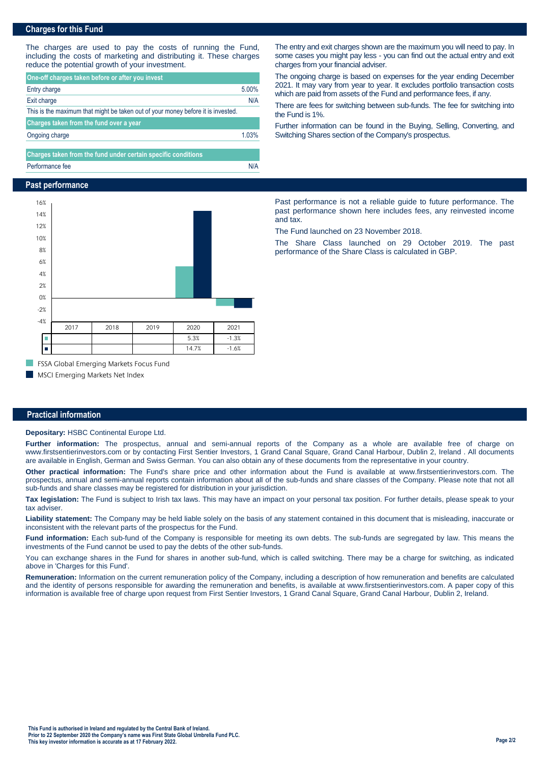## Charges for this Fund

The charges are used to pay the costs of running the Fund, including the costs of marketing and distributing it. These charges reduce the potential growth of your investment.

| One-off charges taken before or after you invest | |
|---|---|
| Entry charge | 5.00% |
| Exit charge | N/A |
| This is the maximum that might be taken out of your money before it is invested. | |
| **Charges taken from the fund over a year** | |
| Ongoing charge | 1.03% |
| **Charges taken from the fund under certain specific conditions** | |
| Performance fee | N/A |

The entry and exit charges shown are the maximum you will need to pay. In some cases you might pay less - you can find out the actual entry and exit charges from your financial adviser.

The ongoing charge is based on expenses for the year ending December 2021. It may vary from year to year. It excludes portfolio transaction costs which are paid from assets of the Fund and performance fees, if any.

There are fees for switching between sub-funds. The fee for switching into the Fund is 1%.

Further information can be found in the Buying, Selling, Converting, and Switching Shares section of the Company's prospectus.

## Past performance

16%
14%
12%
10%
8%
6%
4%
2%
0%
-2%
-4%

2017 2018 2019 2020 2021

FSSA Global Emerging Markets Focus Fund: 2020: 5.3%, 2021: -1.3%

MSCI Emerging Markets Net Index: 2020: 14.7%, 2021: -1.6%

Past performance is not a reliable guide to future performance. The past performance shown here includes fees, any reinvested income and tax.

The Fund launched on 23 November 2018.

The Share Class launched on 29 October 2019. The past performance of the Share Class is calculated in GBP.

## Practical information

**Depositary:** HSBC Continental Europe Ltd.

**Further information:** The prospectus, annual and semi-annual reports of the Company as a whole are available free of charge on www.firstsentierinvestors.com or by contacting First Sentier Investors, 1 Grand Canal Square, Grand Canal Harbour, Dublin 2, Ireland . All documents are available in English, German and Swiss German. You can also obtain any of these documents from the representative in your country.

**Other practical information:** The Fund's share price and other information about the Fund is available at www.firstsentierinvestors.com. The prospectus, annual and semi-annual reports contain information about all of the sub-funds and share classes of the Company. Please note that not all sub-funds and share classes may be registered for distribution in your jurisdiction.

**Tax legislation:** The Fund is subject to Irish tax laws. This may have an impact on your personal tax position. For further details, please speak to your tax adviser.

**Liability statement:** The Company may be held liable solely on the basis of any statement contained in this document that is misleading, inaccurate or inconsistent with the relevant parts of the prospectus for the Fund.

**Fund information:** Each sub-fund of the Company is responsible for meeting its own debts. The sub-funds are segregated by law. This means the investments of the Fund cannot be used to pay the debts of the other sub-funds.

You can exchange shares in the Fund for shares in another sub-fund, which is called switching. There may be a charge for switching, as indicated above in 'Charges for this Fund'.

**Remuneration:** Information on the current remuneration policy of the Company, including a description of how remuneration and benefits are calculated and the identity of persons responsible for awarding the remuneration and benefits, is available at www.firstsentierinvestors.com. A paper copy of this information is available free of charge upon request from First Sentier Investors, 1 Grand Canal Square, Grand Canal Harbour, Dublin 2, Ireland.

**This Fund is authorised in Ireland and regulated by the Central Bank of Ireland.**
**Prior to 22 September 2020 the Company's name was First State Global Umbrella Fund PLC.**
**This key investor information is accurate as at 17 February 2022.**